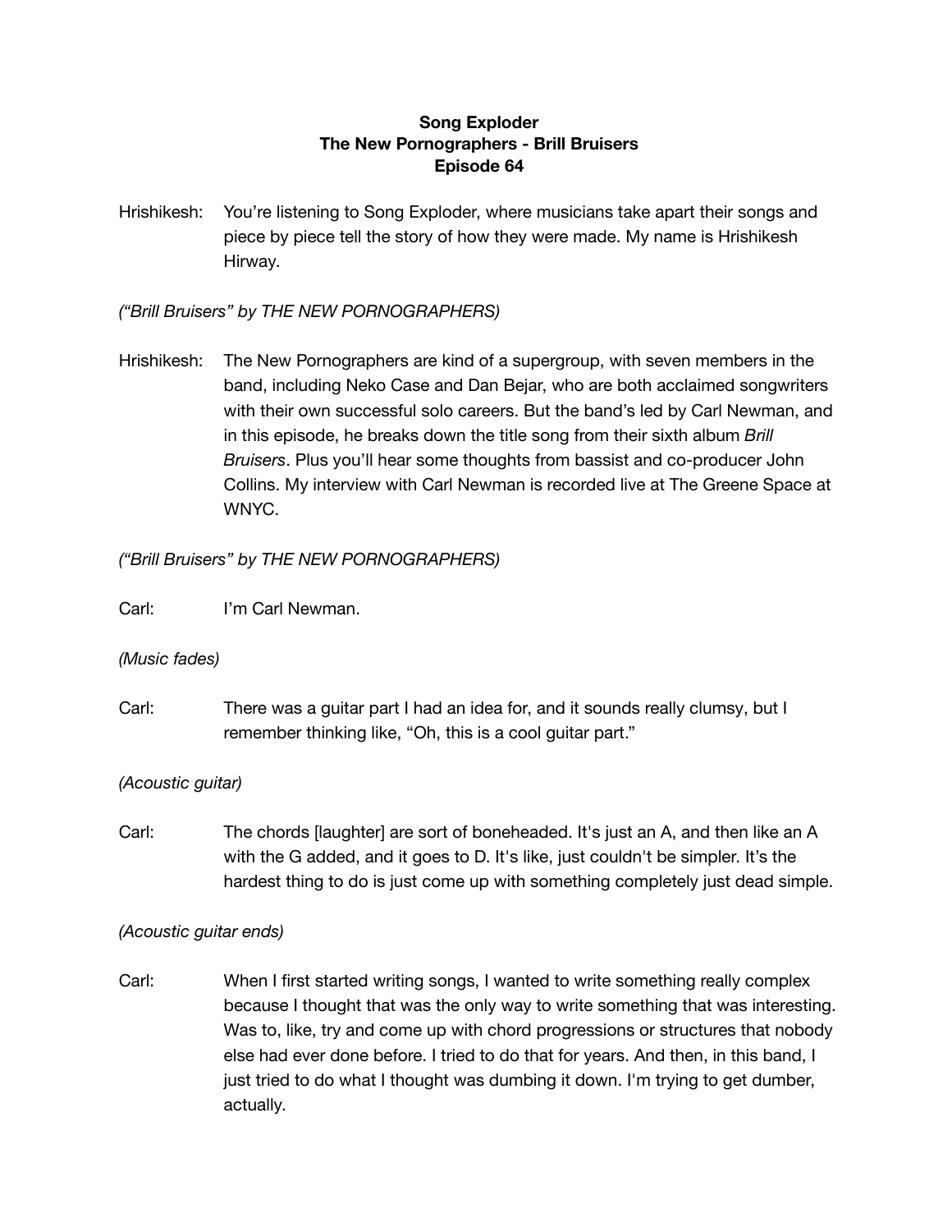**Song Exploder**
**The New Pornographers - Brill Bruisers**
**Episode 64**

Hrishikesh: You're listening to Song Exploder, where musicians take apart their songs and piece by piece tell the story of how they were made. My name is Hrishikesh Hirway.

*("Brill Bruisers" by THE NEW PORNOGRAPHERS)*

Hrishikesh: The New Pornographers are kind of a supergroup, with seven members in the band, including Neko Case and Dan Bejar, who are both acclaimed songwriters with their own successful solo careers. But the band's led by Carl Newman, and in this episode, he breaks down the title song from their sixth album *Brill Bruisers*. Plus you'll hear some thoughts from bassist and co-producer John Collins. My interview with Carl Newman is recorded live at The Greene Space at WNYC.

*("Brill Bruisers" by THE NEW PORNOGRAPHERS)*

Carl: I'm Carl Newman.

*(Music fades)*

Carl: There was a guitar part I had an idea for, and it sounds really clumsy, but I remember thinking like, "Oh, this is a cool guitar part."

*(Acoustic guitar)*

Carl: The chords [laughter] are sort of boneheaded. It's just an A, and then like an A with the G added, and it goes to D. It's like, just couldn't be simpler. It's the hardest thing to do is just come up with something completely just dead simple.

*(Acoustic guitar ends)*

Carl: When I first started writing songs, I wanted to write something really complex because I thought that was the only way to write something that was interesting. Was to, like, try and come up with chord progressions or structures that nobody else had ever done before. I tried to do that for years. And then, in this band, I just tried to do what I thought was dumbing it down. I'm trying to get dumber, actually.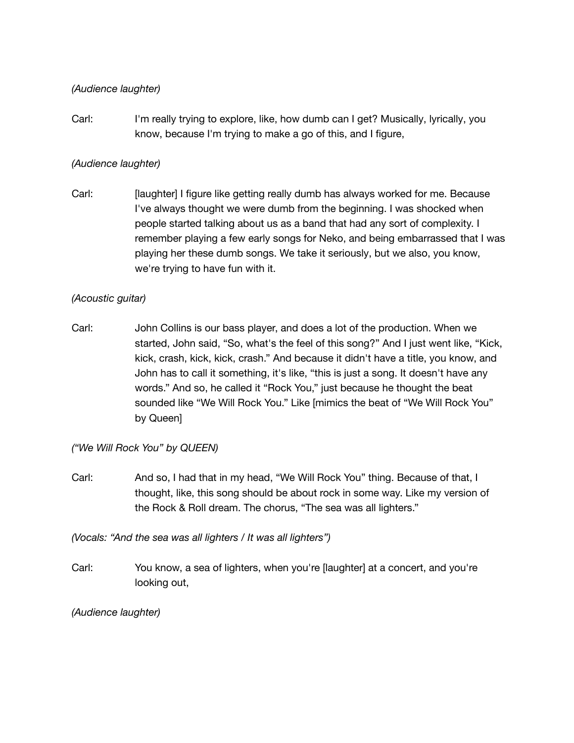*(Audience laughter)*

Carl: I'm really trying to explore, like, how dumb can I get? Musically, lyrically, you know, because I'm trying to make a go of this, and I figure,

*(Audience laughter)*

Carl: [laughter] I figure like getting really dumb has always worked for me. Because I've always thought we were dumb from the beginning. I was shocked when people started talking about us as a band that had any sort of complexity. I remember playing a few early songs for Neko, and being embarrassed that I was playing her these dumb songs. We take it seriously, but we also, you know, we're trying to have fun with it.

*(Acoustic guitar)*

Carl: John Collins is our bass player, and does a lot of the production. When we started, John said, "So, what's the feel of this song?" And I just went like, "Kick, kick, crash, kick, kick, crash." And because it didn't have a title, you know, and John has to call it something, it's like, "this is just a song. It doesn't have any words." And so, he called it "Rock You," just because he thought the beat sounded like "We Will Rock You." Like [mimics the beat of "We Will Rock You" by Queen]

*("We Will Rock You" by QUEEN)*

Carl: And so, I had that in my head, "We Will Rock You" thing. Because of that, I thought, like, this song should be about rock in some way. Like my version of the Rock & Roll dream. The chorus, "The sea was all lighters."

*(Vocals: "And the sea was all lighters / It was all lighters")*

Carl: You know, a sea of lighters, when you're [laughter] at a concert, and you're looking out,

*(Audience laughter)*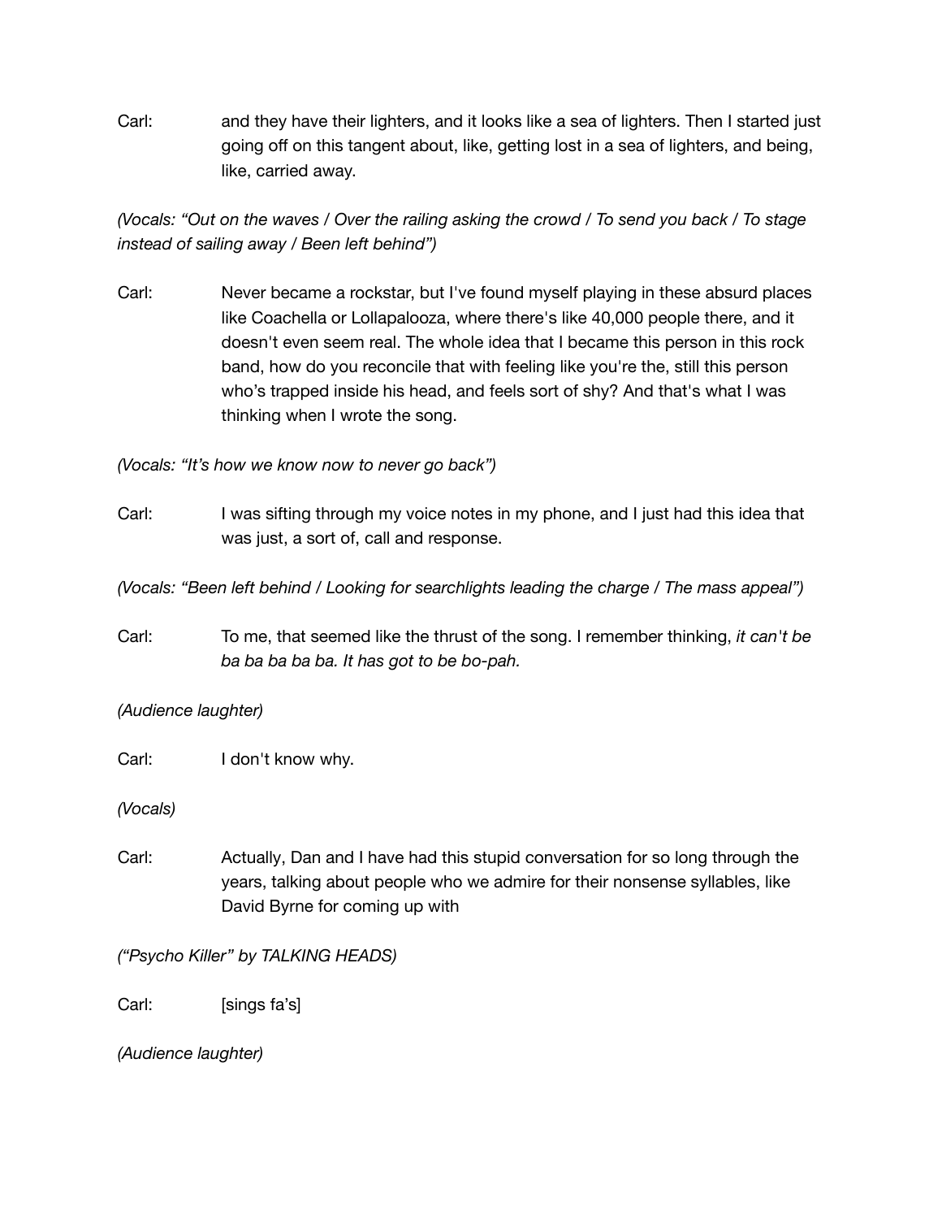Carl: and they have their lighters, and it looks like a sea of lighters. Then I started just going off on this tangent about, like, getting lost in a sea of lighters, and being, like, carried away.

*(Vocals: "Out on the waves / Over the railing asking the crowd / To send you back / To stage instead of sailing away / Been left behind")*

Carl: Never became a rockstar, but I've found myself playing in these absurd places like Coachella or Lollapalooza, where there's like 40,000 people there, and it doesn't even seem real. The whole idea that I became this person in this rock band, how do you reconcile that with feeling like you're the, still this person who's trapped inside his head, and feels sort of shy? And that's what I was thinking when I wrote the song.

*(Vocals: "It's how we know now to never go back")*

Carl: I was sifting through my voice notes in my phone, and I just had this idea that was just, a sort of, call and response.

*(Vocals: "Been left behind / Looking for searchlights leading the charge / The mass appeal")*

Carl: To me, that seemed like the thrust of the song. I remember thinking, *it can't be ba ba ba ba ba. It has got to be bo-pah.*

*(Audience laughter)*

Carl: I don't know why.

*(Vocals)*

Carl: Actually, Dan and I have had this stupid conversation for so long through the years, talking about people who we admire for their nonsense syllables, like David Byrne for coming up with

*("Psycho Killer" by TALKING HEADS)*

Carl: [sings fa's]

*(Audience laughter)*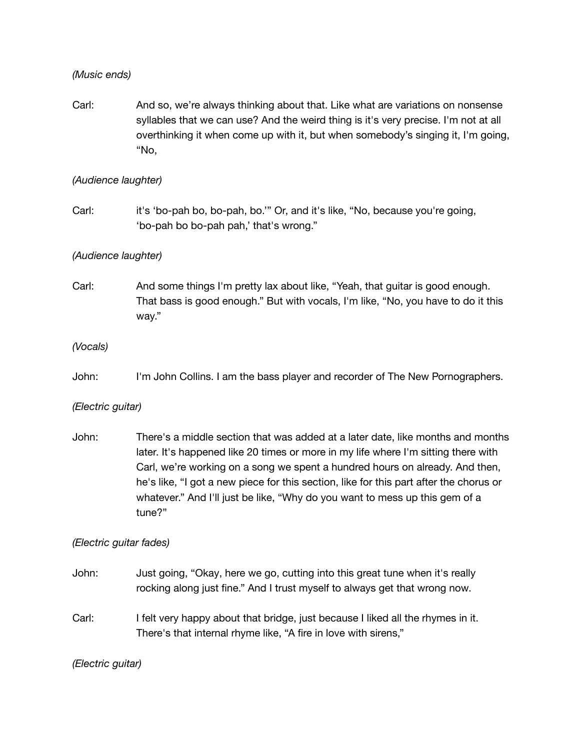*(Music ends)*

Carl: And so, we're always thinking about that. Like what are variations on nonsense syllables that we can use? And the weird thing is it's very precise. I'm not at all overthinking it when come up with it, but when somebody's singing it, I'm going, "No,

*(Audience laughter)*

Carl: it's 'bo-pah bo, bo-pah, bo.'" Or, and it's like, "No, because you're going, 'bo-pah bo bo-pah pah,' that's wrong."

*(Audience laughter)*

Carl: And some things I'm pretty lax about like, "Yeah, that guitar is good enough. That bass is good enough." But with vocals, I'm like, "No, you have to do it this way."

*(Vocals)*

John: I'm John Collins. I am the bass player and recorder of The New Pornographers.

*(Electric guitar)*

John: There's a middle section that was added at a later date, like months and months later. It's happened like 20 times or more in my life where I'm sitting there with Carl, we're working on a song we spent a hundred hours on already. And then, he's like, "I got a new piece for this section, like for this part after the chorus or whatever." And I'll just be like, "Why do you want to mess up this gem of a tune?"

*(Electric guitar fades)*

John: Just going, "Okay, here we go, cutting into this great tune when it's really rocking along just fine." And I trust myself to always get that wrong now.

Carl: I felt very happy about that bridge, just because I liked all the rhymes in it. There's that internal rhyme like, "A fire in love with sirens,"

*(Electric guitar)*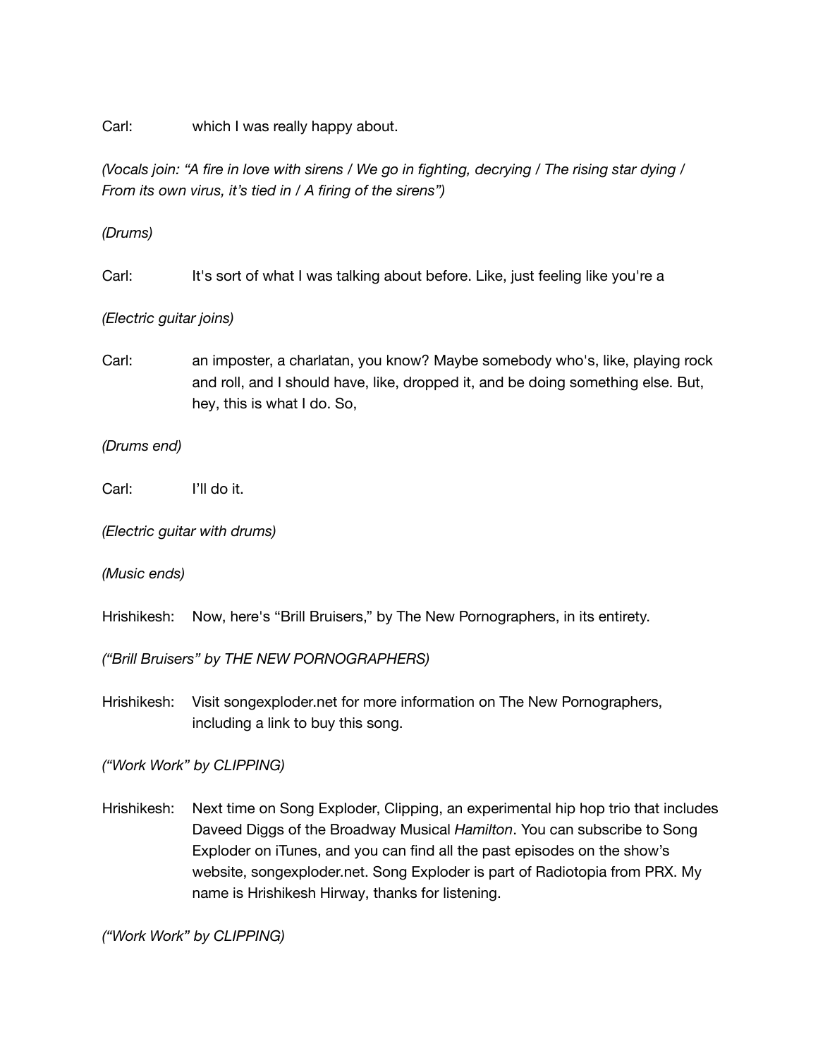Carl: which I was really happy about.

*(Vocals join: "A fire in love with sirens / We go in fighting, decrying / The rising star dying / From its own virus, it's tied in / A firing of the sirens")*

*(Drums)*

Carl: It's sort of what I was talking about before. Like, just feeling like you're a

*(Electric guitar joins)*

Carl: an imposter, a charlatan, you know? Maybe somebody who's, like, playing rock and roll, and I should have, like, dropped it, and be doing something else. But, hey, this is what I do. So,

*(Drums end)*

Carl: I'll do it.

*(Electric guitar with drums)*

*(Music ends)*

Hrishikesh: Now, here's "Brill Bruisers," by The New Pornographers, in its entirety.

*("Brill Bruisers" by THE NEW PORNOGRAPHERS)*

Hrishikesh: Visit songexploder.net for more information on The New Pornographers, including a link to buy this song.

*("Work Work" by CLIPPING)*

Hrishikesh: Next time on Song Exploder, Clipping, an experimental hip hop trio that includes Daveed Diggs of the Broadway Musical *Hamilton*. You can subscribe to Song Exploder on iTunes, and you can find all the past episodes on the show's website, songexploder.net. Song Exploder is part of Radiotopia from PRX. My name is Hrishikesh Hirway, thanks for listening.

*("Work Work" by CLIPPING)*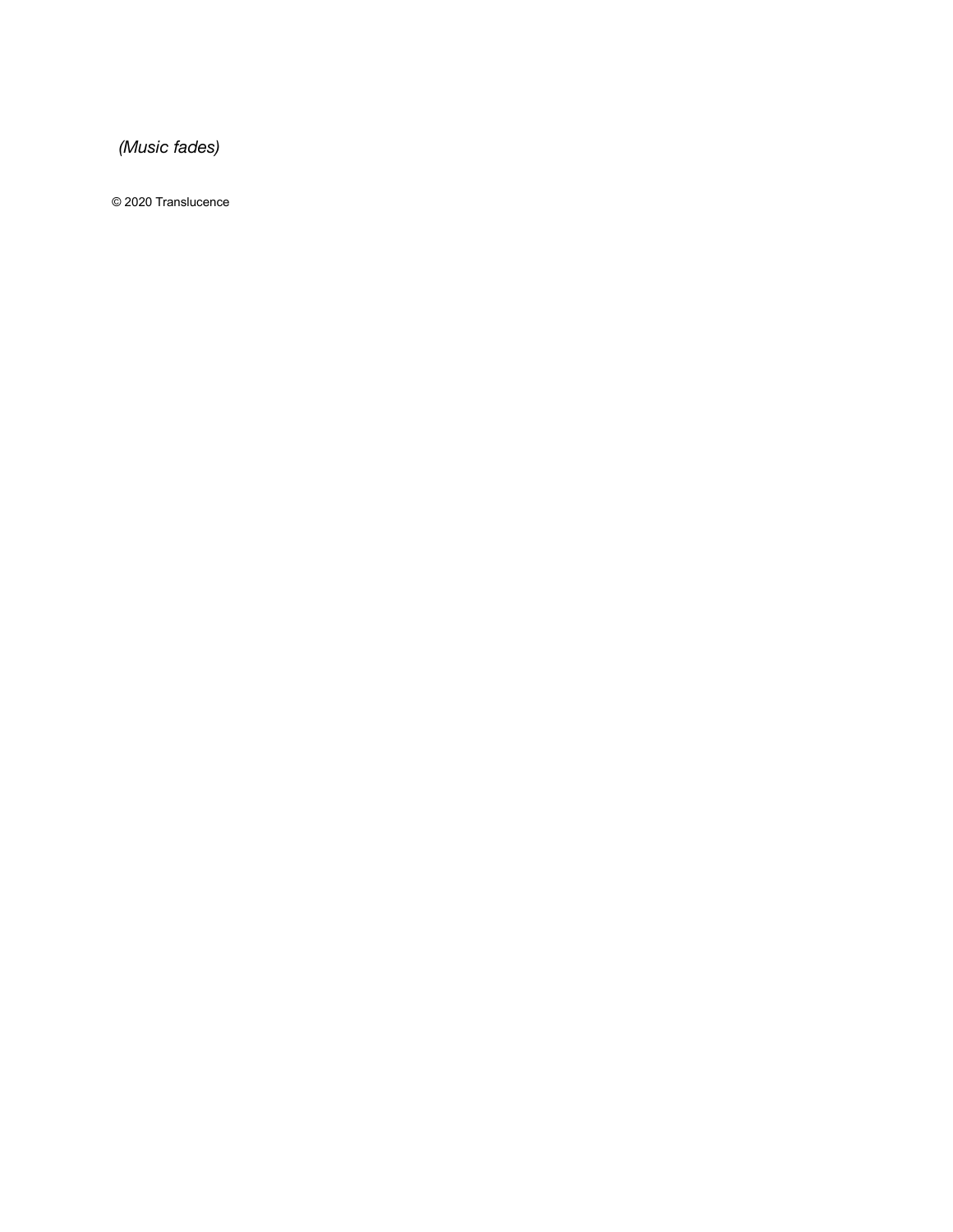*(Music fades)*

© 2020 Translucence